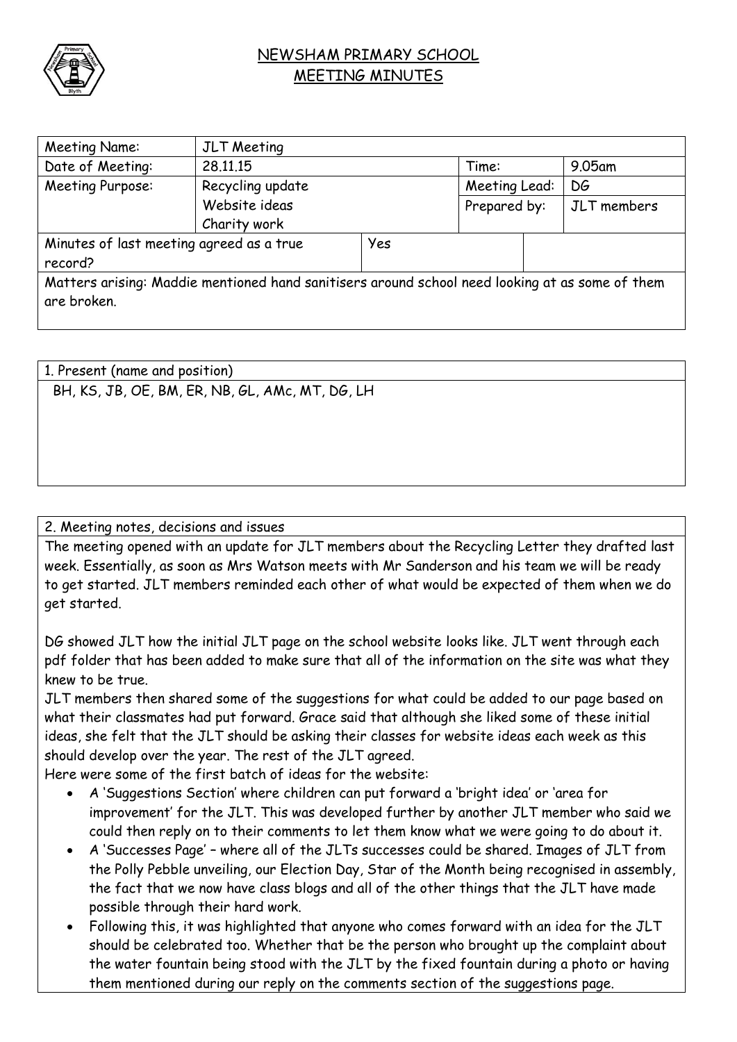# NEWSHAM PRIMARY SCHOOL
## MEETING MINUTES

| Meeting Name: | JLT Meeting | | | |
|---|---|---|---|---|
| Date of Meeting: | 28.11.15 | | Time: | 9.05am |
| Meeting Purpose: | Recycling update<br>Website ideas<br>Charity work | | Meeting Lead: | DG |
| | | | Prepared by: | JLT members |
| Minutes of last meeting agreed as a true record? | | Yes | | |
| Matters arising: Maddie mentioned hand sanitisers around school need looking at as some of them are broken. | | | | |

| 1. Present (name and position) |
|---|
| BH, KS, JB, OE, BM, ER, NB, GL, AMc, MT, DG, LH |

2. Meeting notes, decisions and issues

The meeting opened with an update for JLT members about the Recycling Letter they drafted last week. Essentially, as soon as Mrs Watson meets with Mr Sanderson and his team we will be ready to get started. JLT members reminded each other of what would be expected of them when we do get started.

DG showed JLT how the initial JLT page on the school website looks like. JLT went through each pdf folder that has been added to make sure that all of the information on the site was what they knew to be true.

JLT members then shared some of the suggestions for what could be added to our page based on what their classmates had put forward. Grace said that although she liked some of these initial ideas, she felt that the JLT should be asking their classes for website ideas each week as this should develop over the year. The rest of the JLT agreed.

Here were some of the first batch of ideas for the website:

- A 'Suggestions Section' where children can put forward a 'bright idea' or 'area for improvement' for the JLT. This was developed further by another JLT member who said we could then reply on to their comments to let them know what we were going to do about it.
- A 'Successes Page' – where all of the JLTs successes could be shared. Images of JLT from the Polly Pebble unveiling, our Election Day, Star of the Month being recognised in assembly, the fact that we now have class blogs and all of the other things that the JLT have made possible through their hard work.
- Following this, it was highlighted that anyone who comes forward with an idea for the JLT should be celebrated too. Whether that be the person who brought up the complaint about the water fountain being stood with the JLT by the fixed fountain during a photo or having them mentioned during our reply on the comments section of the suggestions page.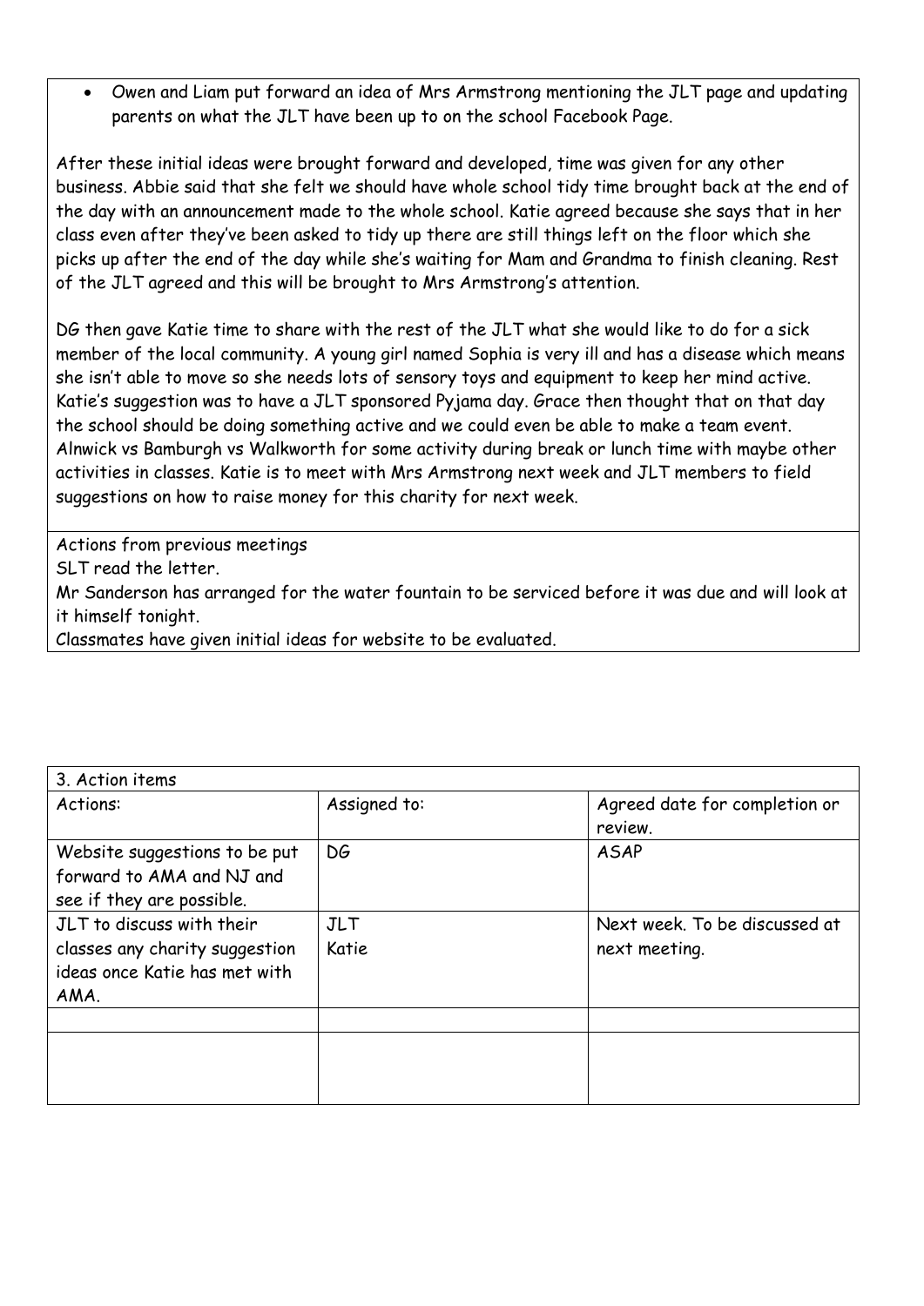- Owen and Liam put forward an idea of Mrs Armstrong mentioning the JLT page and updating parents on what the JLT have been up to on the school Facebook Page.

After these initial ideas were brought forward and developed, time was given for any other business. Abbie said that she felt we should have whole school tidy time brought back at the end of the day with an announcement made to the whole school. Katie agreed because she says that in her class even after they've been asked to tidy up there are still things left on the floor which she picks up after the end of the day while she's waiting for Mam and Grandma to finish cleaning. Rest of the JLT agreed and this will be brought to Mrs Armstrong's attention.

DG then gave Katie time to share with the rest of the JLT what she would like to do for a sick member of the local community. A young girl named Sophia is very ill and has a disease which means she isn't able to move so she needs lots of sensory toys and equipment to keep her mind active. Katie's suggestion was to have a JLT sponsored Pyjama day. Grace then thought that on that day the school should be doing something active and we could even be able to make a team event. Alnwick vs Bamburgh vs Walkworth for some activity during break or lunch time with maybe other activities in classes. Katie is to meet with Mrs Armstrong next week and JLT members to field suggestions on how to raise money for this charity for next week.

Actions from previous meetings
SLT read the letter.
Mr Sanderson has arranged for the water fountain to be serviced before it was due and will look at it himself tonight.
Classmates have given initial ideas for website to be evaluated.

| 3. Action items | | |
|---|---|---|
| Actions: | Assigned to: | Agreed date for completion or review. |
| Website suggestions to be put forward to AMA and NJ and see if they are possible. | DG | ASAP |
| JLT to discuss with their classes any charity suggestion ideas once Katie has met with AMA. | JLT<br>Katie | Next week. To be discussed at next meeting. |
| | | |
| | | |